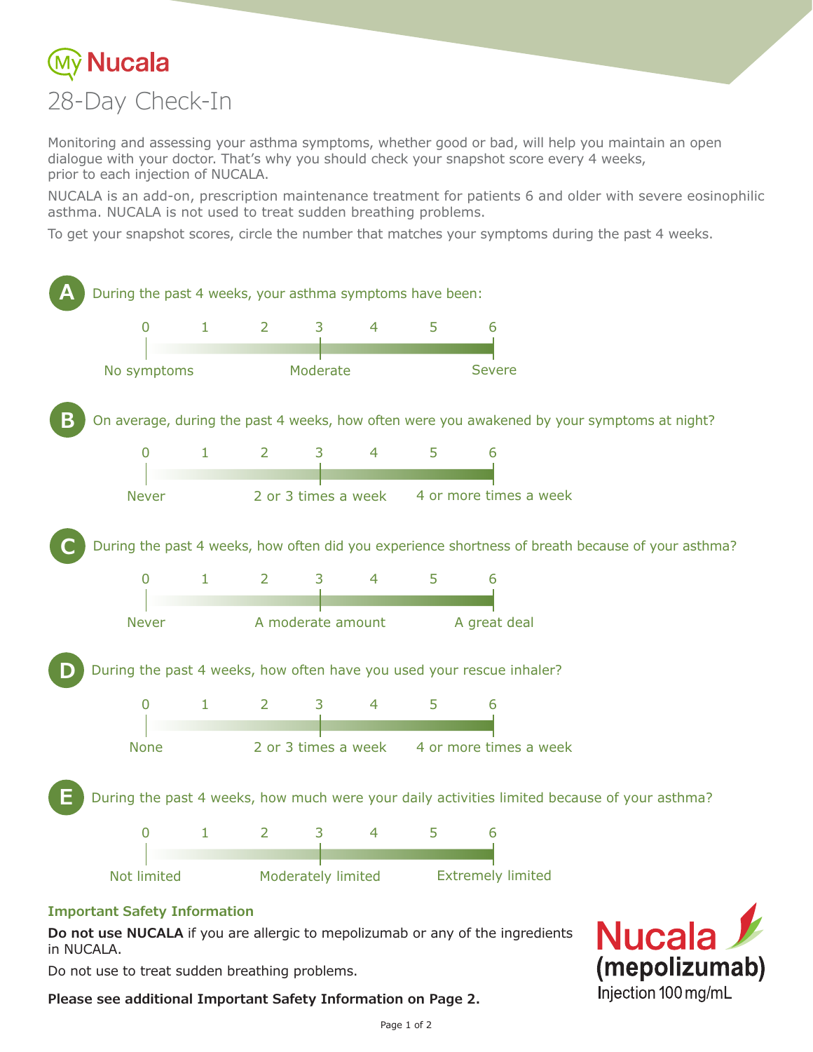# MyNucala

## 28-Day Check-In

Monitoring and assessing your asthma symptoms, whether good or bad, will help you maintain an open dialogue with your doctor. That's why you should check your snapshot score every 4 weeks, prior to each injection of NUCALA.

NUCALA is an add-on, prescription maintenance treatment for patients 6 and older with severe eosinophilic asthma. NUCALA is not used to treat sudden breathing problems.

To get your snapshot scores, circle the number that matches your symptoms during the past 4 weeks.

**A** During the past 4 weeks, your asthma symptoms have been:

0 1 2 3 4 5 6

No symptoms — Moderate — Severe

**B** On average, during the past 4 weeks, how often were you awakened by your symptoms at night?

0 1 2 3 4 5 6

Never — 2 or 3 times a week — 4 or more times a week

**C** During the past 4 weeks, how often did you experience shortness of breath because of your asthma?

0 1 2 3 4 5 6

Never — A moderate amount — A great deal

**D** During the past 4 weeks, how often have you used your rescue inhaler?

0 1 2 3 4 5 6

None — 2 or 3 times a week — 4 or more times a week

**E** During the past 4 weeks, how much were your daily activities limited because of your asthma?

0 1 2 3 4 5 6

Not limited — Moderately limited — Extremely limited

### Important Safety Information

**Do not use NUCALA** if you are allergic to mepolizumab or any of the ingredients in NUCALA.

Do not use to treat sudden breathing problems.

**Please see additional Important Safety Information on Page 2.**

Nucala (mepolizumab) Injection 100 mg/mL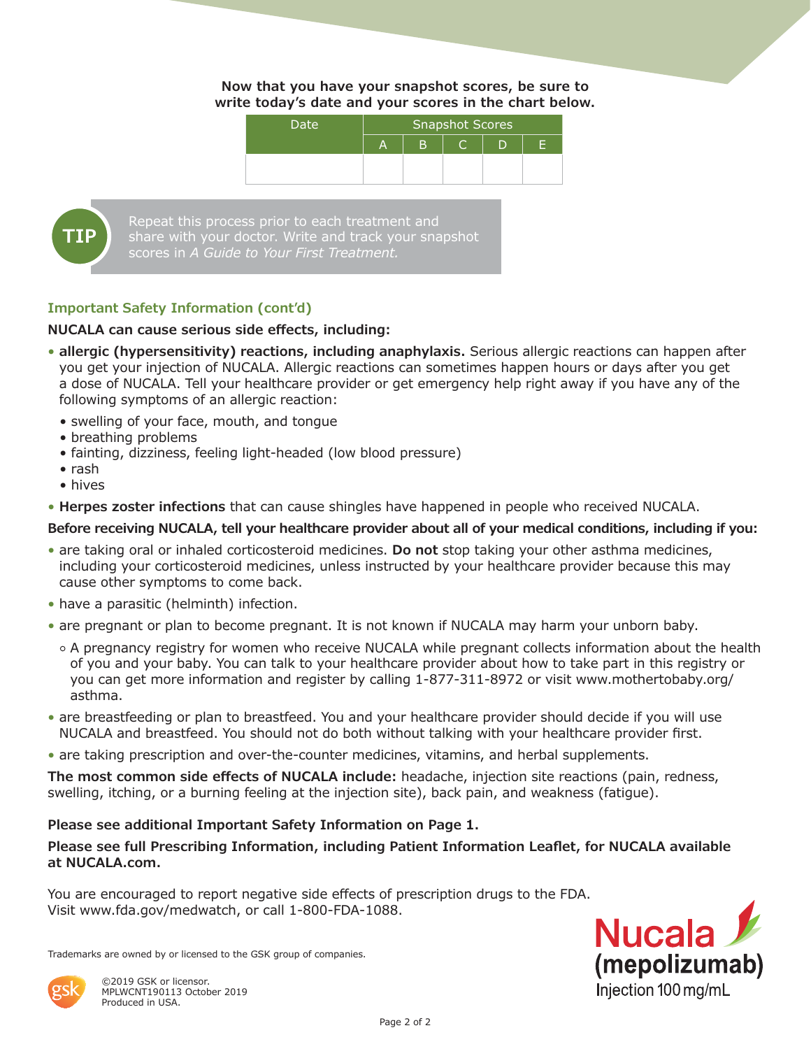**Now that you have your snapshot scores, be sure to write today's date and your scores in the chart below.**

| Date | Snapshot Scores | | | | |
|---|---|---|---|---|---|
| | A | B | C | D | E |
| | | | | | |

**TIP** Repeat this process prior to each treatment and share with your doctor. Write and track your snapshot scores in *A Guide to Your First Treatment.*

### Important Safety Information (cont'd)

**NUCALA can cause serious side effects, including:**

- **allergic (hypersensitivity) reactions, including anaphylaxis.** Serious allergic reactions can happen after you get your injection of NUCALA. Allergic reactions can sometimes happen hours or days after you get a dose of NUCALA. Tell your healthcare provider or get emergency help right away if you have any of the following symptoms of an allergic reaction:
  - swelling of your face, mouth, and tongue
  - breathing problems
  - fainting, dizziness, feeling light-headed (low blood pressure)
  - rash
  - hives
- **Herpes zoster infections** that can cause shingles have happened in people who received NUCALA.

**Before receiving NUCALA, tell your healthcare provider about all of your medical conditions, including if you:**

- are taking oral or inhaled corticosteroid medicines. **Do not** stop taking your other asthma medicines, including your corticosteroid medicines, unless instructed by your healthcare provider because this may cause other symptoms to come back.
- have a parasitic (helminth) infection.
- are pregnant or plan to become pregnant. It is not known if NUCALA may harm your unborn baby.
  - A pregnancy registry for women who receive NUCALA while pregnant collects information about the health of you and your baby. You can talk to your healthcare provider about how to take part in this registry or you can get more information and register by calling 1-877-311-8972 or visit www.mothertobaby.org/asthma.
- are breastfeeding or plan to breastfeed. You and your healthcare provider should decide if you will use NUCALA and breastfeed. You should not do both without talking with your healthcare provider first.
- are taking prescription and over-the-counter medicines, vitamins, and herbal supplements.

**The most common side effects of NUCALA include:** headache, injection site reactions (pain, redness, swelling, itching, or a burning feeling at the injection site), back pain, and weakness (fatigue).

**Please see additional Important Safety Information on Page 1.**

**Please see full Prescribing Information, including Patient Information Leaflet, for NUCALA available at NUCALA.com.**

You are encouraged to report negative side effects of prescription drugs to the FDA. Visit www.fda.gov/medwatch, or call 1-800-FDA-1088.

Nucala (mepolizumab) Injection 100 mg/mL

Trademarks are owned by or licensed to the GSK group of companies.

©2019 GSK or licensor.
MPLWCNT190113 October 2019
Produced in USA.